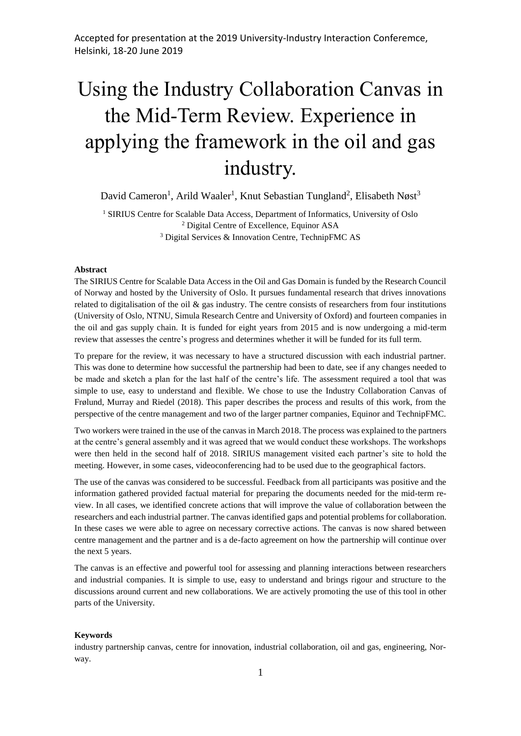Accepted for presentation at the 2019 University-Industry Interaction Conferemce, Helsinki, 18-20 June 2019

# Using the Industry Collaboration Canvas in the Mid-Term Review. Experience in applying the framework in the oil and gas industry.

David Cameron[1], Arild Waaler[1], Knut Sebastian Tungland[2], Elisabeth Nøst[3]

[1] SIRIUS Centre for Scalable Data Access, Department of Informatics, University of Oslo
[2] Digital Centre of Excellence, Equinor ASA
[3] Digital Services & Innovation Centre, TechnipFMC AS

**Abstract**

The SIRIUS Centre for Scalable Data Access in the Oil and Gas Domain is funded by the Research Council of Norway and hosted by the University of Oslo. It pursues fundamental research that drives innovations related to digitalisation of the oil & gas industry. The centre consists of researchers from four institutions (University of Oslo, NTNU, Simula Research Centre and University of Oxford) and fourteen companies in the oil and gas supply chain. It is funded for eight years from 2015 and is now undergoing a mid-term review that assesses the centre's progress and determines whether it will be funded for its full term.

To prepare for the review, it was necessary to have a structured discussion with each industrial partner. This was done to determine how successful the partnership had been to date, see if any changes needed to be made and sketch a plan for the last half of the centre's life. The assessment required a tool that was simple to use, easy to understand and flexible. We chose to use the Industry Collaboration Canvas of Frølund, Murray and Riedel (2018). This paper describes the process and results of this work, from the perspective of the centre management and two of the larger partner companies, Equinor and TechnipFMC.

Two workers were trained in the use of the canvas in March 2018. The process was explained to the partners at the centre's general assembly and it was agreed that we would conduct these workshops. The workshops were then held in the second half of 2018. SIRIUS management visited each partner's site to hold the meeting. However, in some cases, videoconferencing had to be used due to the geographical factors.

The use of the canvas was considered to be successful. Feedback from all participants was positive and the information gathered provided factual material for preparing the documents needed for the mid-term review. In all cases, we identified concrete actions that will improve the value of collaboration between the researchers and each industrial partner. The canvas identified gaps and potential problems for collaboration. In these cases we were able to agree on necessary corrective actions. The canvas is now shared between centre management and the partner and is a de-facto agreement on how the partnership will continue over the next 5 years.

The canvas is an effective and powerful tool for assessing and planning interactions between researchers and industrial companies. It is simple to use, easy to understand and brings rigour and structure to the discussions around current and new collaborations. We are actively promoting the use of this tool in other parts of the University.

**Keywords**

industry partnership canvas, centre for innovation, industrial collaboration, oil and gas, engineering, Norway.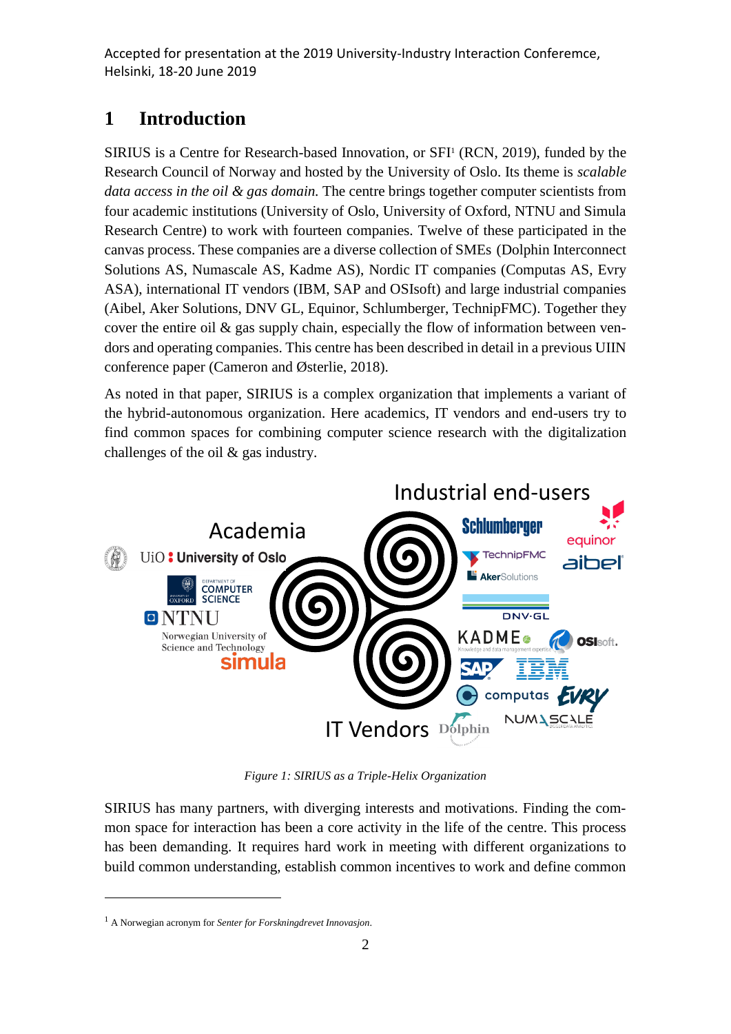## 1 Introduction

SIRIUS is a Centre for Research-based Innovation, or SFI[1] (RCN, 2019), funded by the Research Council of Norway and hosted by the University of Oslo. Its theme is *scalable data access in the oil & gas domain.* The centre brings together computer scientists from four academic institutions (University of Oslo, University of Oxford, NTNU and Simula Research Centre) to work with fourteen companies. Twelve of these participated in the canvas process. These companies are a diverse collection of SMEs (Dolphin Interconnect Solutions AS, Numascale AS, Kadme AS), Nordic IT companies (Computas AS, Evry ASA), international IT vendors (IBM, SAP and OSIsoft) and large industrial companies (Aibel, Aker Solutions, DNV GL, Equinor, Schlumberger, TechnipFMC). Together they cover the entire oil & gas supply chain, especially the flow of information between vendors and operating companies. This centre has been described in detail in a previous UIIN conference paper (Cameron and Østerlie, 2018).

As noted in that paper, SIRIUS is a complex organization that implements a variant of the hybrid-autonomous organization. Here academics, IT vendors and end-users try to find common spaces for combining computer science research with the digitalization challenges of the oil & gas industry.

*Figure 1: SIRIUS as a Triple-Helix Organization*

SIRIUS has many partners, with diverging interests and motivations. Finding the common space for interaction has been a core activity in the life of the centre. This process has been demanding. It requires hard work in meeting with different organizations to build common understanding, establish common incentives to work and define common

[1] A Norwegian acronym for *Senter for Forskningdrevet Innovasjon*.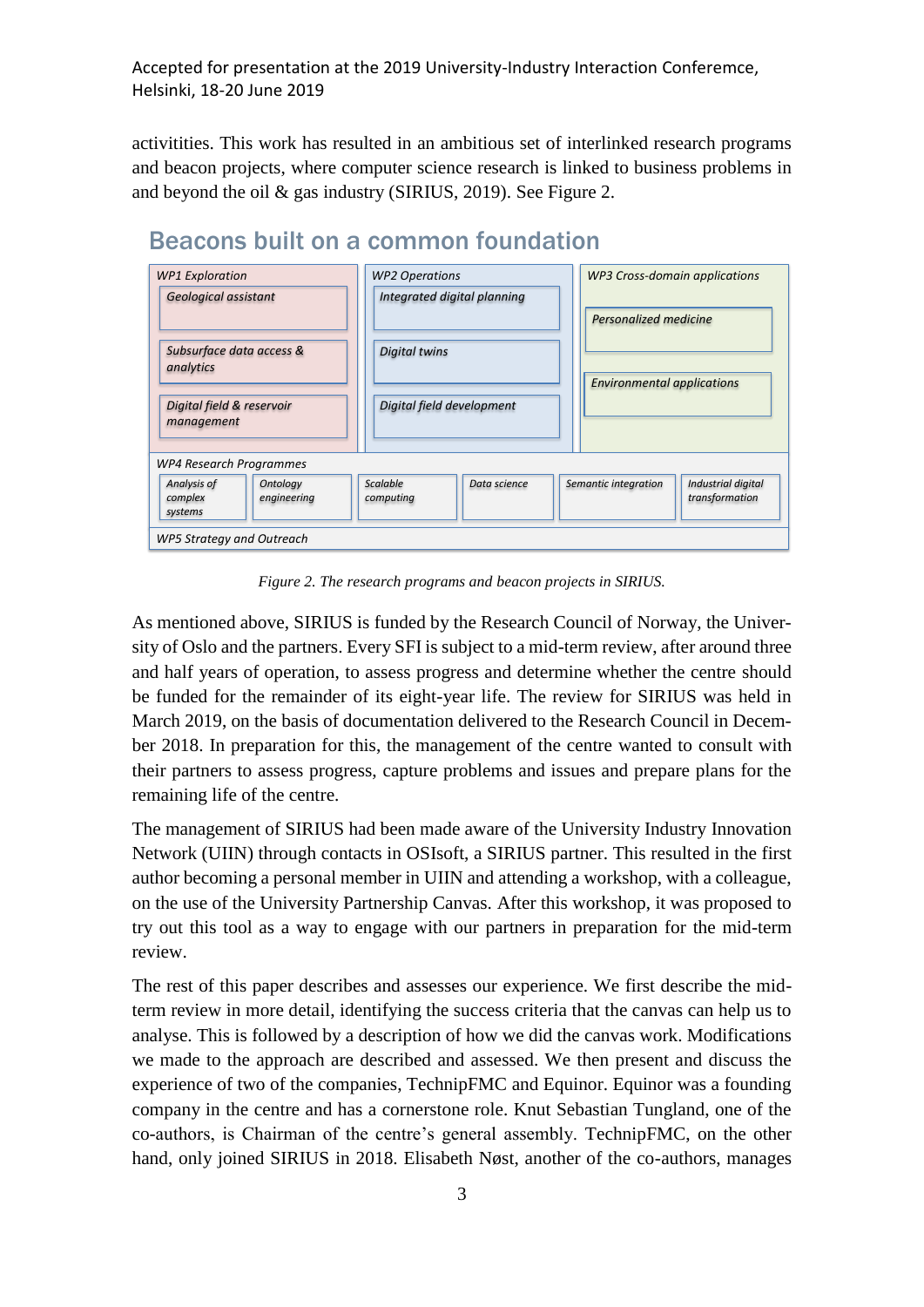activitities. This work has resulted in an ambitious set of interlinked research programs and beacon projects, where computer science research is linked to business problems in and beyond the oil & gas industry (SIRIUS, 2019). See Figure 2.

**Beacons built on a common foundation**

| *WP1 Exploration* | *WP2 Operations* | *WP3 Cross-domain applications* |
|---|---|---|
| *Geological assistant* | *Integrated digital planning* | *Personalized medicine* |
| *Subsurface data access & analytics* | *Digital twins* | *Environmental applications* |
| *Digital field & reservoir management* | *Digital field development* | |

*WP4 Research Programmes*

| *Analysis of complex systems* | *Ontology engineering* | *Scalable computing* | *Data science* | *Semantic integration* | *Industrial digital transformation* |
|---|---|---|---|---|---|

*WP5 Strategy and Outreach*

*Figure 2. The research programs and beacon projects in SIRIUS.*

As mentioned above, SIRIUS is funded by the Research Council of Norway, the University of Oslo and the partners. Every SFI is subject to a mid-term review, after around three and half years of operation, to assess progress and determine whether the centre should be funded for the remainder of its eight-year life. The review for SIRIUS was held in March 2019, on the basis of documentation delivered to the Research Council in December 2018. In preparation for this, the management of the centre wanted to consult with their partners to assess progress, capture problems and issues and prepare plans for the remaining life of the centre.

The management of SIRIUS had been made aware of the University Industry Innovation Network (UIIN) through contacts in OSIsoft, a SIRIUS partner. This resulted in the first author becoming a personal member in UIIN and attending a workshop, with a colleague, on the use of the University Partnership Canvas. After this workshop, it was proposed to try out this tool as a way to engage with our partners in preparation for the mid-term review.

The rest of this paper describes and assesses our experience. We first describe the mid-term review in more detail, identifying the success criteria that the canvas can help us to analyse. This is followed by a description of how we did the canvas work. Modifications we made to the approach are described and assessed. We then present and discuss the experience of two of the companies, TechnipFMC and Equinor. Equinor was a founding company in the centre and has a cornerstone role. Knut Sebastian Tungland, one of the co-authors, is Chairman of the centre's general assembly. TechnipFMC, on the other hand, only joined SIRIUS in 2018. Elisabeth Nøst, another of the co-authors, manages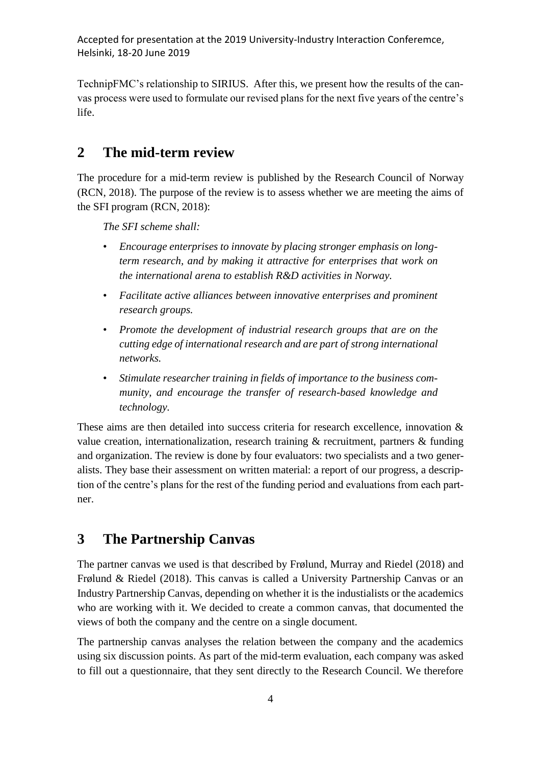TechnipFMC's relationship to SIRIUS. After this, we present how the results of the canvas process were used to formulate our revised plans for the next five years of the centre's life.

## 2 The mid-term review

The procedure for a mid-term review is published by the Research Council of Norway (RCN, 2018). The purpose of the review is to assess whether we are meeting the aims of the SFI program (RCN, 2018):

> *The SFI scheme shall:*
>
> - *Encourage enterprises to innovate by placing stronger emphasis on long-term research, and by making it attractive for enterprises that work on the international arena to establish R&D activities in Norway.*
> - *Facilitate active alliances between innovative enterprises and prominent research groups.*
> - *Promote the development of industrial research groups that are on the cutting edge of international research and are part of strong international networks.*
> - *Stimulate researcher training in fields of importance to the business community, and encourage the transfer of research-based knowledge and technology.*

These aims are then detailed into success criteria for research excellence, innovation & value creation, internationalization, research training & recruitment, partners & funding and organization. The review is done by four evaluators: two specialists and a two generalists. They base their assessment on written material: a report of our progress, a description of the centre's plans for the rest of the funding period and evaluations from each partner.

## 3 The Partnership Canvas

The partner canvas we used is that described by Frølund, Murray and Riedel (2018) and Frølund & Riedel (2018). This canvas is called a University Partnership Canvas or an Industry Partnership Canvas, depending on whether it is the industialists or the academics who are working with it. We decided to create a common canvas, that documented the views of both the company and the centre on a single document.

The partnership canvas analyses the relation between the company and the academics using six discussion points. As part of the mid-term evaluation, each company was asked to fill out a questionnaire, that they sent directly to the Research Council. We therefore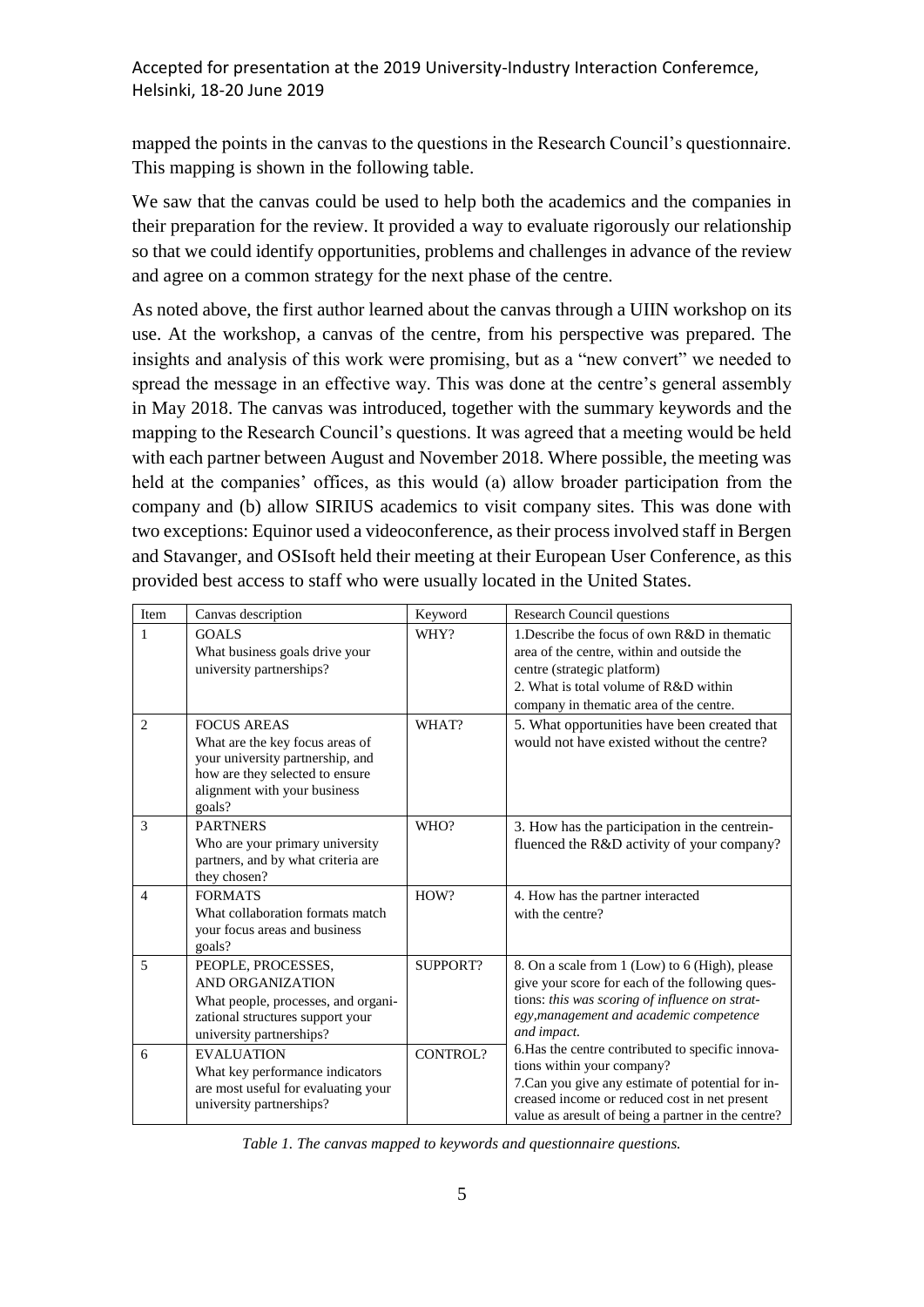mapped the points in the canvas to the questions in the Research Council's questionnaire. This mapping is shown in the following table.

We saw that the canvas could be used to help both the academics and the companies in their preparation for the review. It provided a way to evaluate rigorously our relationship so that we could identify opportunities, problems and challenges in advance of the review and agree on a common strategy for the next phase of the centre.

As noted above, the first author learned about the canvas through a UIIN workshop on its use. At the workshop, a canvas of the centre, from his perspective was prepared. The insights and analysis of this work were promising, but as a "new convert" we needed to spread the message in an effective way. This was done at the centre's general assembly in May 2018. The canvas was introduced, together with the summary keywords and the mapping to the Research Council's questions. It was agreed that a meeting would be held with each partner between August and November 2018. Where possible, the meeting was held at the companies' offices, as this would (a) allow broader participation from the company and (b) allow SIRIUS academics to visit company sites. This was done with two exceptions: Equinor used a videoconference, as their process involved staff in Bergen and Stavanger, and OSIsoft held their meeting at their European User Conference, as this provided best access to staff who were usually located in the United States.

| Item | Canvas description | Keyword | Research Council questions |
|---|---|---|---|
| 1 | GOALS<br>What business goals drive your university partnerships? | WHY? | 1.Describe the focus of own R&D in thematic area of the centre, within and outside the centre (strategic platform)<br>2. What is total volume of R&D within company in thematic area of the centre. |
| 2 | FOCUS AREAS<br>What are the key focus areas of your university partnership, and how are they selected to ensure alignment with your business goals? | WHAT? | 5. What opportunities have been created that would not have existed without the centre? |
| 3 | PARTNERS<br>Who are your primary university partners, and by what criteria are they chosen? | WHO? | 3. How has the participation in the centreinfluenced the R&D activity of your company? |
| 4 | FORMATS<br>What collaboration formats match your focus areas and business goals? | HOW? | 4. How has the partner interacted with the centre? |
| 5 | PEOPLE, PROCESSES, AND ORGANIZATION<br>What people, processes, and organizational structures support your university partnerships? | SUPPORT? | 8. On a scale from 1 (Low) to 6 (High), please give your score for each of the following questions: *this was scoring of influence on strategy,management and academic competence and impact.* |
| 6 | EVALUATION<br>What key performance indicators are most useful for evaluating your university partnerships? | CONTROL? | 6.Has the centre contributed to specific innovations within your company?<br>7.Can you give any estimate of potential for increased income or reduced cost in net present value as aresult of being a partner in the centre? |

*Table 1. The canvas mapped to keywords and questionnaire questions.*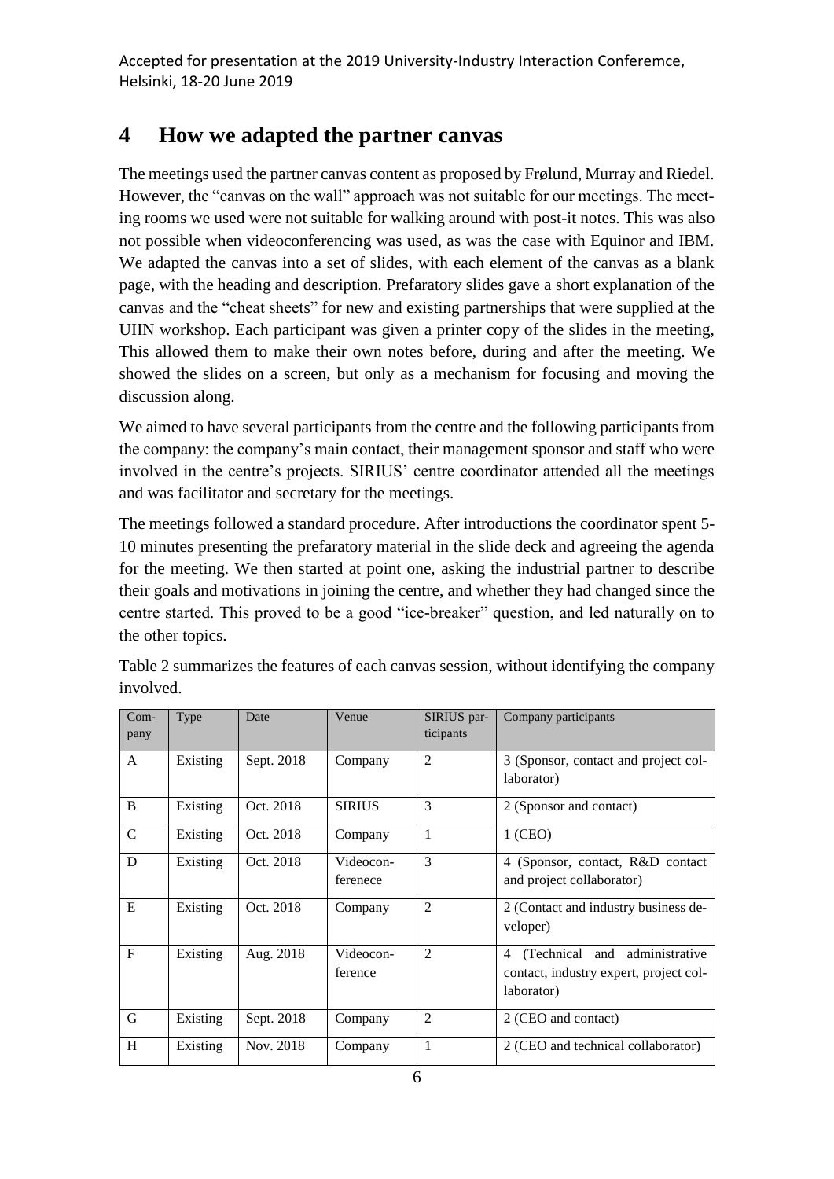## 4 How we adapted the partner canvas

The meetings used the partner canvas content as proposed by Frølund, Murray and Riedel. However, the "canvas on the wall" approach was not suitable for our meetings. The meeting rooms we used were not suitable for walking around with post-it notes. This was also not possible when videoconferencing was used, as was the case with Equinor and IBM. We adapted the canvas into a set of slides, with each element of the canvas as a blank page, with the heading and description. Prefaratory slides gave a short explanation of the canvas and the "cheat sheets" for new and existing partnerships that were supplied at the UIIN workshop. Each participant was given a printer copy of the slides in the meeting, This allowed them to make their own notes before, during and after the meeting. We showed the slides on a screen, but only as a mechanism for focusing and moving the discussion along.

We aimed to have several participants from the centre and the following participants from the company: the company's main contact, their management sponsor and staff who were involved in the centre's projects. SIRIUS' centre coordinator attended all the meetings and was facilitator and secretary for the meetings.

The meetings followed a standard procedure. After introductions the coordinator spent 5-10 minutes presenting the prefaratory material in the slide deck and agreeing the agenda for the meeting. We then started at point one, asking the industrial partner to describe their goals and motivations in joining the centre, and whether they had changed since the centre started. This proved to be a good "ice-breaker" question, and led naturally on to the other topics.

Table 2 summarizes the features of each canvas session, without identifying the company involved.

| Company | Type | Date | Venue | SIRIUS participants | Company participants |
|---|---|---|---|---|---|
| A | Existing | Sept. 2018 | Company | 2 | 3 (Sponsor, contact and project collaborator) |
| B | Existing | Oct. 2018 | SIRIUS | 3 | 2 (Sponsor and contact) |
| C | Existing | Oct. 2018 | Company | 1 | 1 (CEO) |
| D | Existing | Oct. 2018 | Videoconferenece | 3 | 4 (Sponsor, contact, R&D contact and project collaborator) |
| E | Existing | Oct. 2018 | Company | 2 | 2 (Contact and industry business developer) |
| F | Existing | Aug. 2018 | Videoconference | 2 | 4 (Technical and administrative contact, industry expert, project collaborator) |
| G | Existing | Sept. 2018 | Company | 2 | 2 (CEO and contact) |
| H | Existing | Nov. 2018 | Company | 1 | 2 (CEO and technical collaborator) |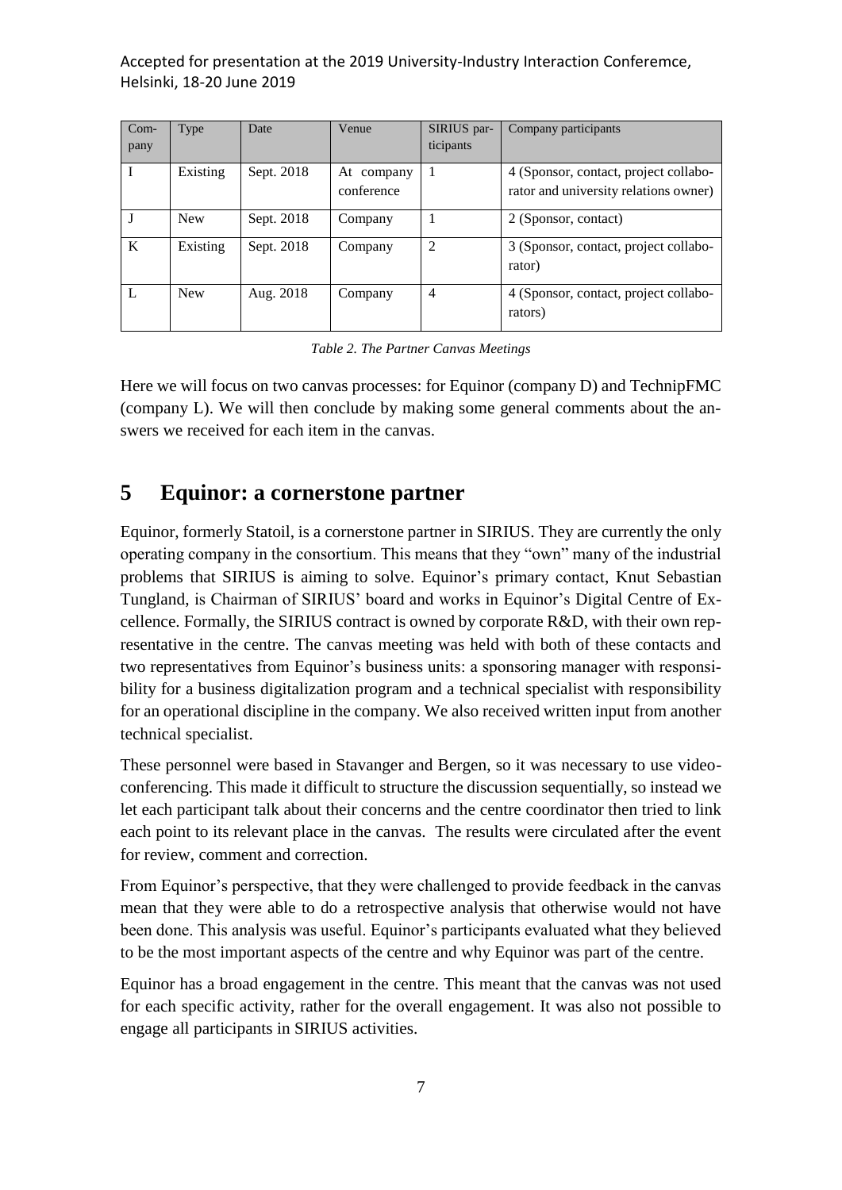| Company | Type | Date | Venue | SIRIUS participants | Company participants |
|---|---|---|---|---|---|
| I | Existing | Sept. 2018 | At company conference | 1 | 4 (Sponsor, contact, project collaborator and university relations owner) |
| J | New | Sept. 2018 | Company | 1 | 2 (Sponsor, contact) |
| K | Existing | Sept. 2018 | Company | 2 | 3 (Sponsor, contact, project collaborator) |
| L | New | Aug. 2018 | Company | 4 | 4 (Sponsor, contact, project collaborators) |

*Table 2. The Partner Canvas Meetings*

Here we will focus on two canvas processes: for Equinor (company D) and TechnipFMC (company L). We will then conclude by making some general comments about the answers we received for each item in the canvas.

# 5 Equinor: a cornerstone partner

Equinor, formerly Statoil, is a cornerstone partner in SIRIUS. They are currently the only operating company in the consortium. This means that they "own" many of the industrial problems that SIRIUS is aiming to solve. Equinor's primary contact, Knut Sebastian Tungland, is Chairman of SIRIUS' board and works in Equinor's Digital Centre of Excellence. Formally, the SIRIUS contract is owned by corporate R&D, with their own representative in the centre. The canvas meeting was held with both of these contacts and two representatives from Equinor's business units: a sponsoring manager with responsibility for a business digitalization program and a technical specialist with responsibility for an operational discipline in the company. We also received written input from another technical specialist.

These personnel were based in Stavanger and Bergen, so it was necessary to use videoconferencing. This made it difficult to structure the discussion sequentially, so instead we let each participant talk about their concerns and the centre coordinator then tried to link each point to its relevant place in the canvas. The results were circulated after the event for review, comment and correction.

From Equinor's perspective, that they were challenged to provide feedback in the canvas mean that they were able to do a retrospective analysis that otherwise would not have been done. This analysis was useful. Equinor's participants evaluated what they believed to be the most important aspects of the centre and why Equinor was part of the centre.

Equinor has a broad engagement in the centre. This meant that the canvas was not used for each specific activity, rather for the overall engagement. It was also not possible to engage all participants in SIRIUS activities.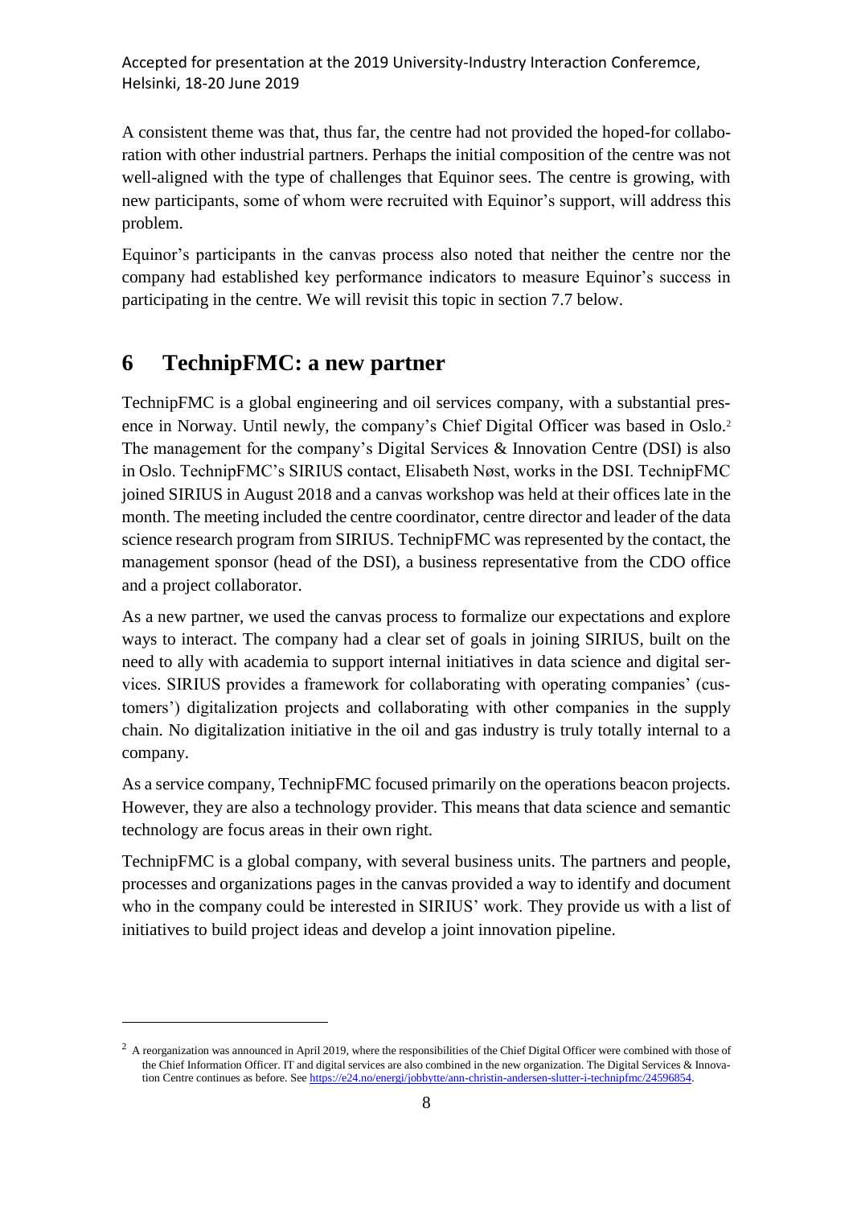A consistent theme was that, thus far, the centre had not provided the hoped-for collaboration with other industrial partners. Perhaps the initial composition of the centre was not well-aligned with the type of challenges that Equinor sees. The centre is growing, with new participants, some of whom were recruited with Equinor's support, will address this problem.

Equinor's participants in the canvas process also noted that neither the centre nor the company had established key performance indicators to measure Equinor's success in participating in the centre. We will revisit this topic in section 7.7 below.

# 6 TechnipFMC: a new partner

TechnipFMC is a global engineering and oil services company, with a substantial presence in Norway. Until newly, the company's Chief Digital Officer was based in Oslo.[2] The management for the company's Digital Services & Innovation Centre (DSI) is also in Oslo. TechnipFMC's SIRIUS contact, Elisabeth Nøst, works in the DSI. TechnipFMC joined SIRIUS in August 2018 and a canvas workshop was held at their offices late in the month. The meeting included the centre coordinator, centre director and leader of the data science research program from SIRIUS. TechnipFMC was represented by the contact, the management sponsor (head of the DSI), a business representative from the CDO office and a project collaborator.

As a new partner, we used the canvas process to formalize our expectations and explore ways to interact. The company had a clear set of goals in joining SIRIUS, built on the need to ally with academia to support internal initiatives in data science and digital services. SIRIUS provides a framework for collaborating with operating companies' (customers') digitalization projects and collaborating with other companies in the supply chain. No digitalization initiative in the oil and gas industry is truly totally internal to a company.

As a service company, TechnipFMC focused primarily on the operations beacon projects. However, they are also a technology provider. This means that data science and semantic technology are focus areas in their own right.

TechnipFMC is a global company, with several business units. The partners and people, processes and organizations pages in the canvas provided a way to identify and document who in the company could be interested in SIRIUS' work. They provide us with a list of initiatives to build project ideas and develop a joint innovation pipeline.

---

[2] A reorganization was announced in April 2019, where the responsibilities of the Chief Digital Officer were combined with those of the Chief Information Officer. IT and digital services are also combined in the new organization. The Digital Services & Innovation Centre continues as before. See https://e24.no/energi/jobbytte/ann-christin-andersen-slutter-i-technipfmc/24596854.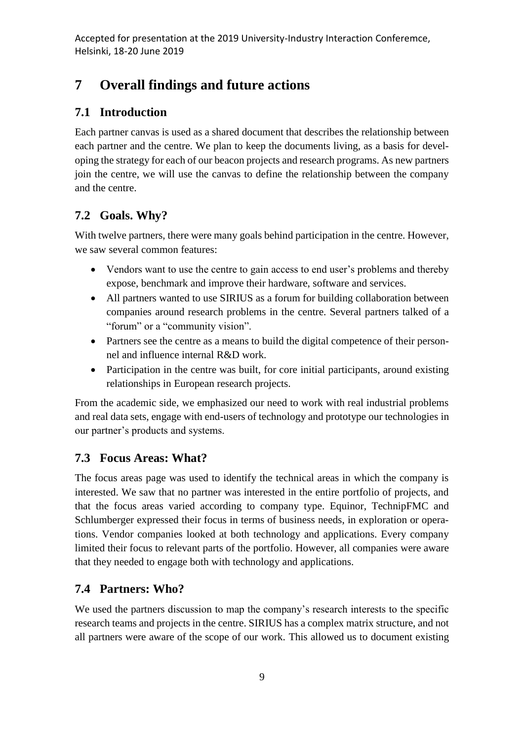# 7 Overall findings and future actions

## 7.1 Introduction

Each partner canvas is used as a shared document that describes the relationship between each partner and the centre. We plan to keep the documents living, as a basis for developing the strategy for each of our beacon projects and research programs. As new partners join the centre, we will use the canvas to define the relationship between the company and the centre.

## 7.2 Goals. Why?

With twelve partners, there were many goals behind participation in the centre. However, we saw several common features:

- Vendors want to use the centre to gain access to end user's problems and thereby expose, benchmark and improve their hardware, software and services.
- All partners wanted to use SIRIUS as a forum for building collaboration between companies around research problems in the centre. Several partners talked of a "forum" or a "community vision".
- Partners see the centre as a means to build the digital competence of their personnel and influence internal R&D work.
- Participation in the centre was built, for core initial participants, around existing relationships in European research projects.

From the academic side, we emphasized our need to work with real industrial problems and real data sets, engage with end-users of technology and prototype our technologies in our partner's products and systems.

## 7.3 Focus Areas: What?

The focus areas page was used to identify the technical areas in which the company is interested. We saw that no partner was interested in the entire portfolio of projects, and that the focus areas varied according to company type. Equinor, TechnipFMC and Schlumberger expressed their focus in terms of business needs, in exploration or operations. Vendor companies looked at both technology and applications. Every company limited their focus to relevant parts of the portfolio. However, all companies were aware that they needed to engage both with technology and applications.

## 7.4 Partners: Who?

We used the partners discussion to map the company's research interests to the specific research teams and projects in the centre. SIRIUS has a complex matrix structure, and not all partners were aware of the scope of our work. This allowed us to document existing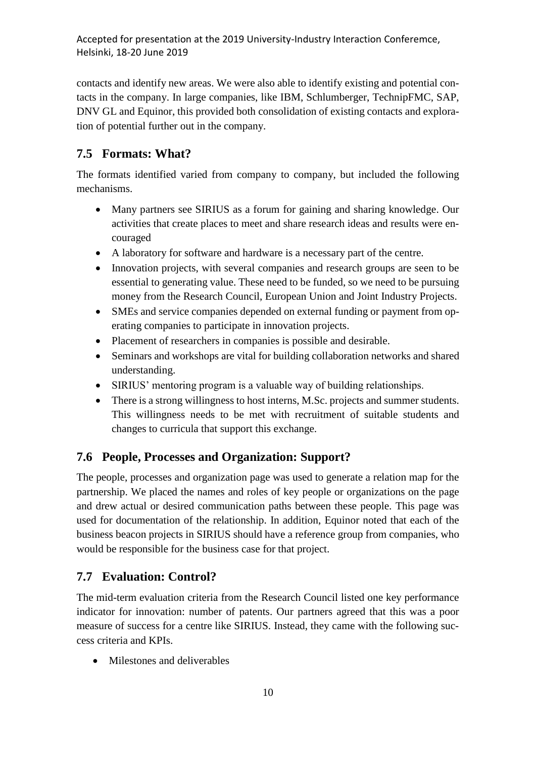contacts and identify new areas. We were also able to identify existing and potential contacts in the company. In large companies, like IBM, Schlumberger, TechnipFMC, SAP, DNV GL and Equinor, this provided both consolidation of existing contacts and exploration of potential further out in the company.

## 7.5 Formats: What?

The formats identified varied from company to company, but included the following mechanisms.

- Many partners see SIRIUS as a forum for gaining and sharing knowledge. Our activities that create places to meet and share research ideas and results were encouraged
- A laboratory for software and hardware is a necessary part of the centre.
- Innovation projects, with several companies and research groups are seen to be essential to generating value. These need to be funded, so we need to be pursuing money from the Research Council, European Union and Joint Industry Projects.
- SMEs and service companies depended on external funding or payment from operating companies to participate in innovation projects.
- Placement of researchers in companies is possible and desirable.
- Seminars and workshops are vital for building collaboration networks and shared understanding.
- SIRIUS' mentoring program is a valuable way of building relationships.
- There is a strong willingness to host interns, M.Sc. projects and summer students. This willingness needs to be met with recruitment of suitable students and changes to curricula that support this exchange.

## 7.6 People, Processes and Organization: Support?

The people, processes and organization page was used to generate a relation map for the partnership. We placed the names and roles of key people or organizations on the page and drew actual or desired communication paths between these people. This page was used for documentation of the relationship. In addition, Equinor noted that each of the business beacon projects in SIRIUS should have a reference group from companies, who would be responsible for the business case for that project.

## 7.7 Evaluation: Control?

The mid-term evaluation criteria from the Research Council listed one key performance indicator for innovation: number of patents. Our partners agreed that this was a poor measure of success for a centre like SIRIUS. Instead, they came with the following success criteria and KPIs.

- Milestones and deliverables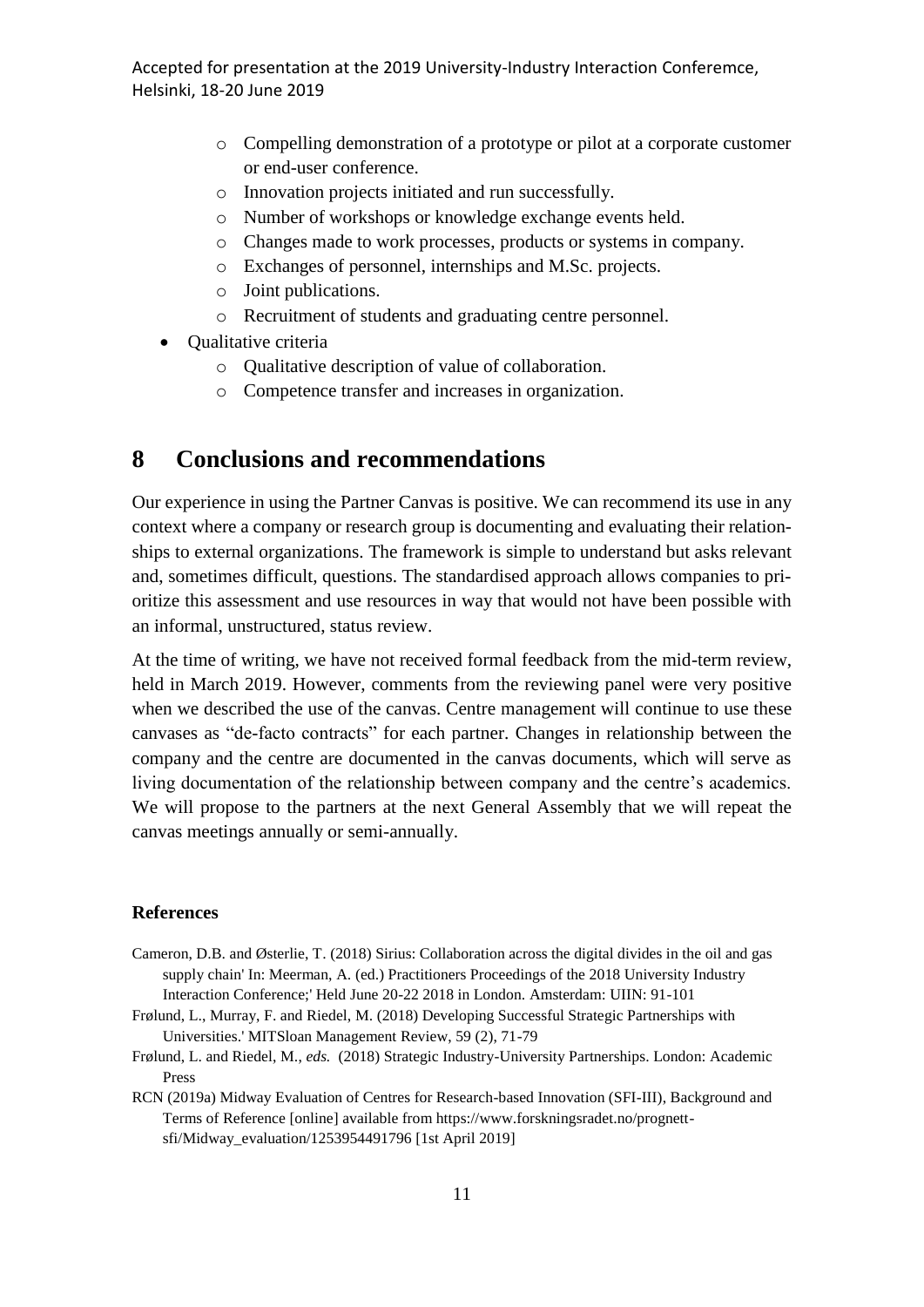- Compelling demonstration of a prototype or pilot at a corporate customer or end-user conference.
  - Innovation projects initiated and run successfully.
  - Number of workshops or knowledge exchange events held.
  - Changes made to work processes, products or systems in company.
  - Exchanges of personnel, internships and M.Sc. projects.
  - Joint publications.
  - Recruitment of students and graduating centre personnel.
- Qualitative criteria
  - Qualitative description of value of collaboration.
  - Competence transfer and increases in organization.

# 8 Conclusions and recommendations

Our experience in using the Partner Canvas is positive. We can recommend its use in any context where a company or research group is documenting and evaluating their relationships to external organizations. The framework is simple to understand but asks relevant and, sometimes difficult, questions. The standardised approach allows companies to prioritize this assessment and use resources in way that would not have been possible with an informal, unstructured, status review.

At the time of writing, we have not received formal feedback from the mid-term review, held in March 2019. However, comments from the reviewing panel were very positive when we described the use of the canvas. Centre management will continue to use these canvases as "de-facto contracts" for each partner. Changes in relationship between the company and the centre are documented in the canvas documents, which will serve as living documentation of the relationship between company and the centre's academics. We will propose to the partners at the next General Assembly that we will repeat the canvas meetings annually or semi-annually.

**References**

Cameron, D.B. and Østerlie, T. (2018) Sirius: Collaboration across the digital divides in the oil and gas supply chain' In: Meerman, A. (ed.) Practitioners Proceedings of the 2018 University Industry Interaction Conference;' Held June 20-22 2018 in London. Amsterdam: UIIN: 91-101

Frølund, L., Murray, F. and Riedel, M. (2018) Developing Successful Strategic Partnerships with Universities.' MITSloan Management Review, 59 (2), 71-79

Frølund, L. and Riedel, M., *eds.* (2018) Strategic Industry-University Partnerships. London: Academic Press

RCN (2019a) Midway Evaluation of Centres for Research-based Innovation (SFI-III), Background and Terms of Reference [online] available from https://www.forskningsradet.no/prognett-sfi/Midway_evaluation/1253954491796 [1st April 2019]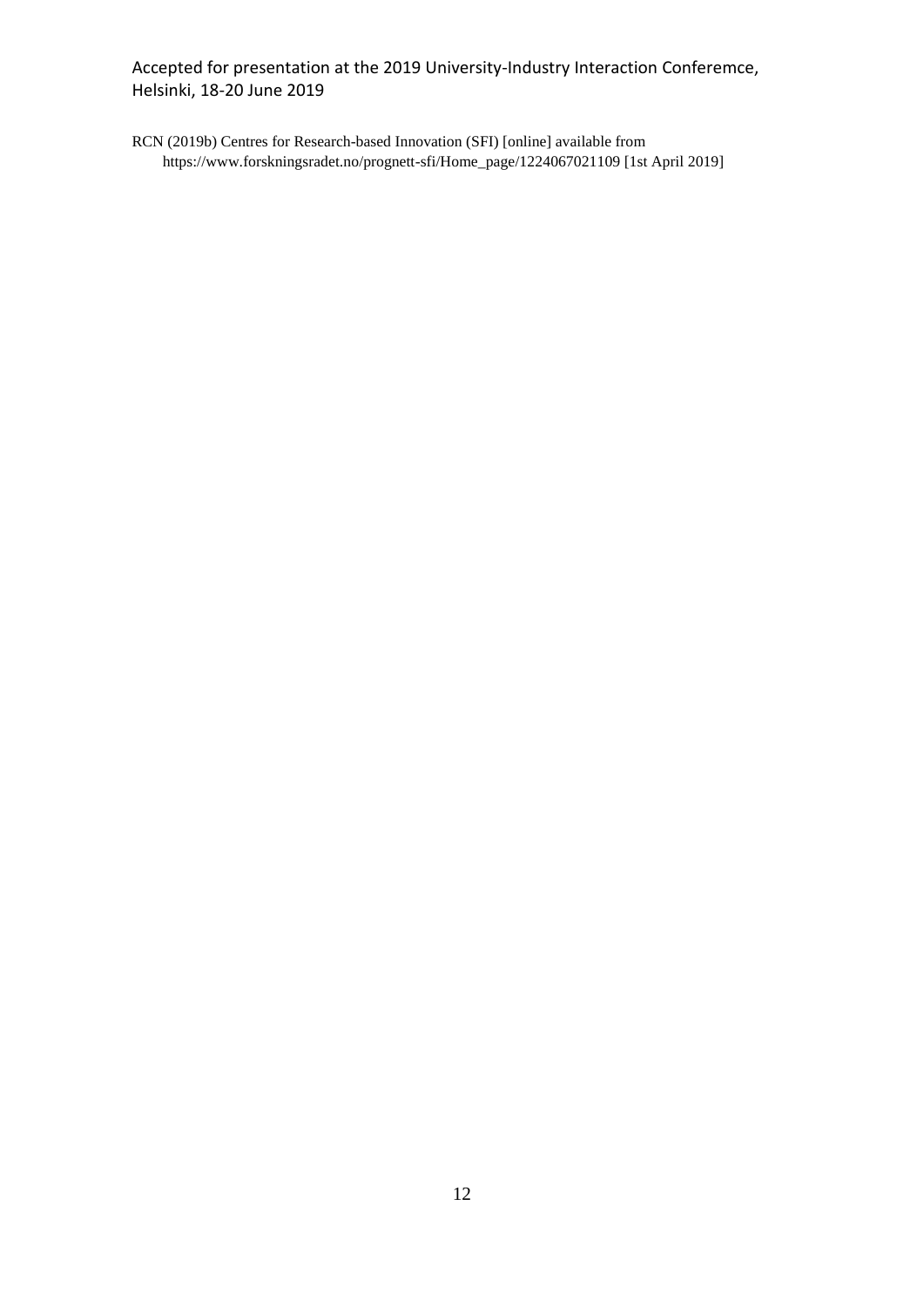RCN (2019b) Centres for Research-based Innovation (SFI) [online] available from https://www.forskningsradet.no/prognett-sfi/Home_page/1224067021109 [1st April 2019]